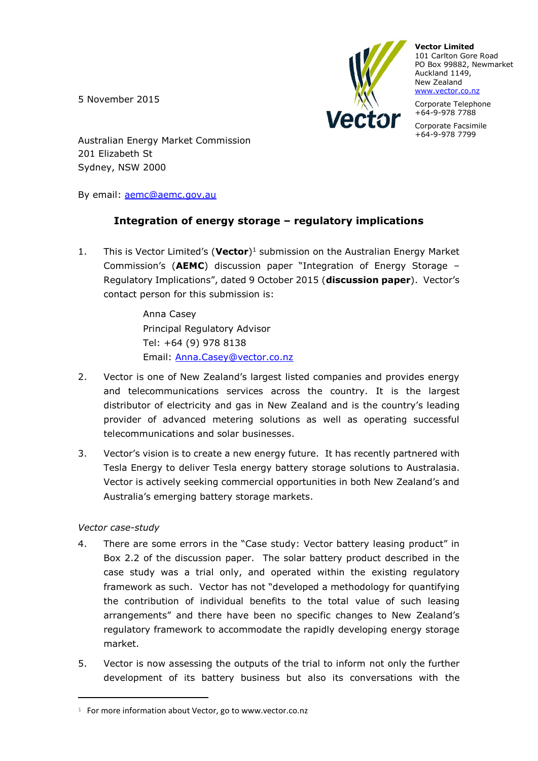**Vector Limited**
101 Carlton Gore Road
PO Box 99882, Newmarket
Auckland 1149,
New Zealand
www.vector.co.nz

Corporate Telephone
+64-9-978 7788

Corporate Facsimile
+64-9-978 7799

5 November 2015

Australian Energy Market Commission
201 Elizabeth St
Sydney, NSW 2000

By email: aemc@aemc.gov.au

## Integration of energy storage – regulatory implications

1. This is Vector Limited's (**Vector**)[1] submission on the Australian Energy Market Commission's (**AEMC**) discussion paper "Integration of Energy Storage – Regulatory Implications", dated 9 October 2015 (**discussion paper**). Vector's contact person for this submission is:

   Anna Casey
   Principal Regulatory Advisor
   Tel: +64 (9) 978 8138
   Email: Anna.Casey@vector.co.nz

2. Vector is one of New Zealand's largest listed companies and provides energy and telecommunications services across the country. It is the largest distributor of electricity and gas in New Zealand and is the country's leading provider of advanced metering solutions as well as operating successful telecommunications and solar businesses.

3. Vector's vision is to create a new energy future. It has recently partnered with Tesla Energy to deliver Tesla energy battery storage solutions to Australasia. Vector is actively seeking commercial opportunities in both New Zealand's and Australia's emerging battery storage markets.

*Vector case-study*

4. There are some errors in the "Case study: Vector battery leasing product" in Box 2.2 of the discussion paper. The solar battery product described in the case study was a trial only, and operated within the existing regulatory framework as such. Vector has not "developed a methodology for quantifying the contribution of individual benefits to the total value of such leasing arrangements" and there have been no specific changes to New Zealand's regulatory framework to accommodate the rapidly developing energy storage market.

5. Vector is now assessing the outputs of the trial to inform not only the further development of its battery business but also its conversations with the

[1] For more information about Vector, go to www.vector.co.nz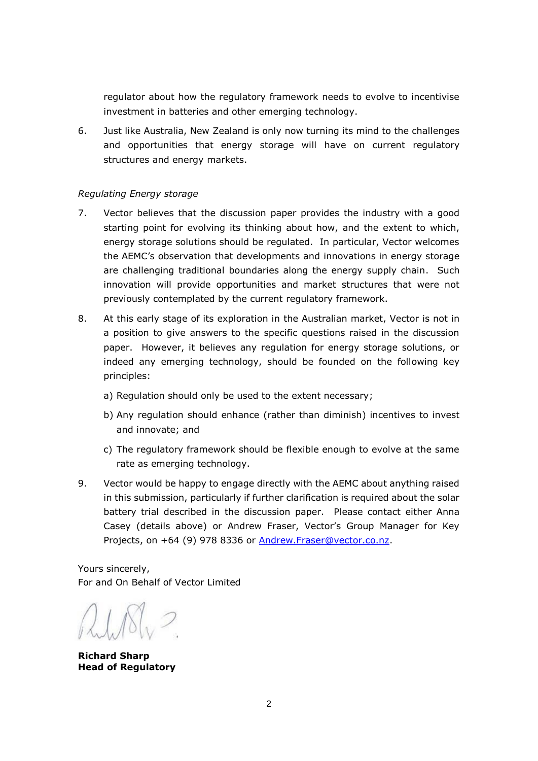regulator about how the regulatory framework needs to evolve to incentivise investment in batteries and other emerging technology.

6. Just like Australia, New Zealand is only now turning its mind to the challenges and opportunities that energy storage will have on current regulatory structures and energy markets.

*Regulating Energy storage*

7. Vector believes that the discussion paper provides the industry with a good starting point for evolving its thinking about how, and the extent to which, energy storage solutions should be regulated. In particular, Vector welcomes the AEMC's observation that developments and innovations in energy storage are challenging traditional boundaries along the energy supply chain. Such innovation will provide opportunities and market structures that were not previously contemplated by the current regulatory framework.

8. At this early stage of its exploration in the Australian market, Vector is not in a position to give answers to the specific questions raised in the discussion paper. However, it believes any regulation for energy storage solutions, or indeed any emerging technology, should be founded on the following key principles:

   a) Regulation should only be used to the extent necessary;

   b) Any regulation should enhance (rather than diminish) incentives to invest and innovate; and

   c) The regulatory framework should be flexible enough to evolve at the same rate as emerging technology.

9. Vector would be happy to engage directly with the AEMC about anything raised in this submission, particularly if further clarification is required about the solar battery trial described in the discussion paper. Please contact either Anna Casey (details above) or Andrew Fraser, Vector's Group Manager for Key Projects, on +64 (9) 978 8336 or [Andrew.Fraser@vector.co.nz](mailto:Andrew.Fraser@vector.co.nz).

Yours sincerely,
For and On Behalf of Vector Limited

**Richard Sharp**
**Head of Regulatory**